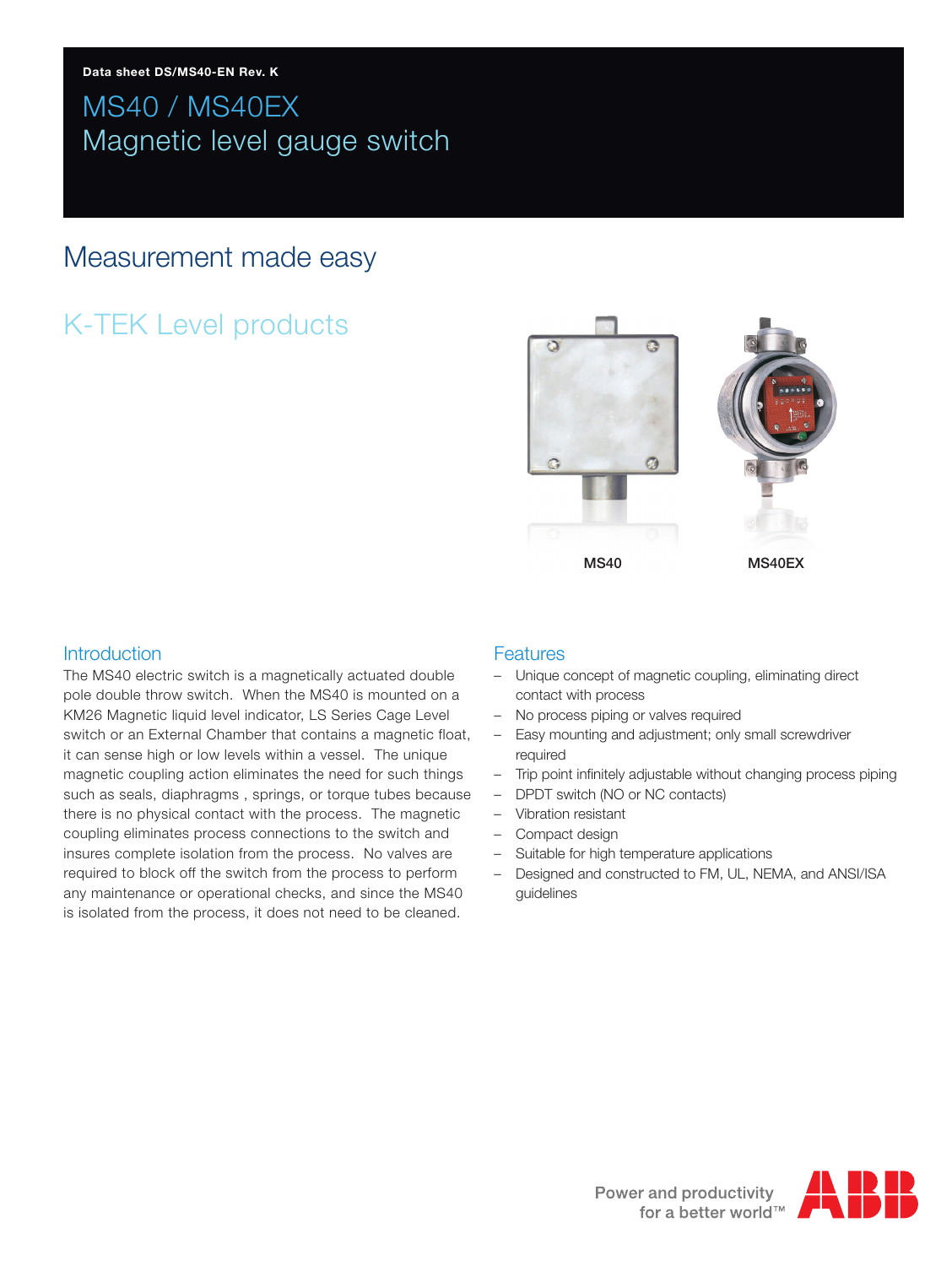Data sheet DS/MS40-EN Rev. K

# MS40 / MS40EX
# Magnetic level gauge switch

## Measurement made easy

## K-TEK Level products

MS40

MS40EX

### Introduction

The MS40 electric switch is a magnetically actuated double pole double throw switch. When the MS40 is mounted on a KM26 Magnetic liquid level indicator, LS Series Cage Level switch or an External Chamber that contains a magnetic float, it can sense high or low levels within a vessel. The unique magnetic coupling action eliminates the need for such things such as seals, diaphragms , springs, or torque tubes because there is no physical contact with the process. The magnetic coupling eliminates process connections to the switch and insures complete isolation from the process. No valves are required to block off the switch from the process to perform any maintenance or operational checks, and since the MS40 is isolated from the process, it does not need to be cleaned.

### Features

- Unique concept of magnetic coupling, eliminating direct contact with process
- No process piping or valves required
- Easy mounting and adjustment; only small screwdriver required
- Trip point infinitely adjustable without changing process piping
- DPDT switch (NO or NC contacts)
- Vibration resistant
- Compact design
- Suitable for high temperature applications
- Designed and constructed to FM, UL, NEMA, and ANSI/ISA guidelines

Power and productivity for a better world™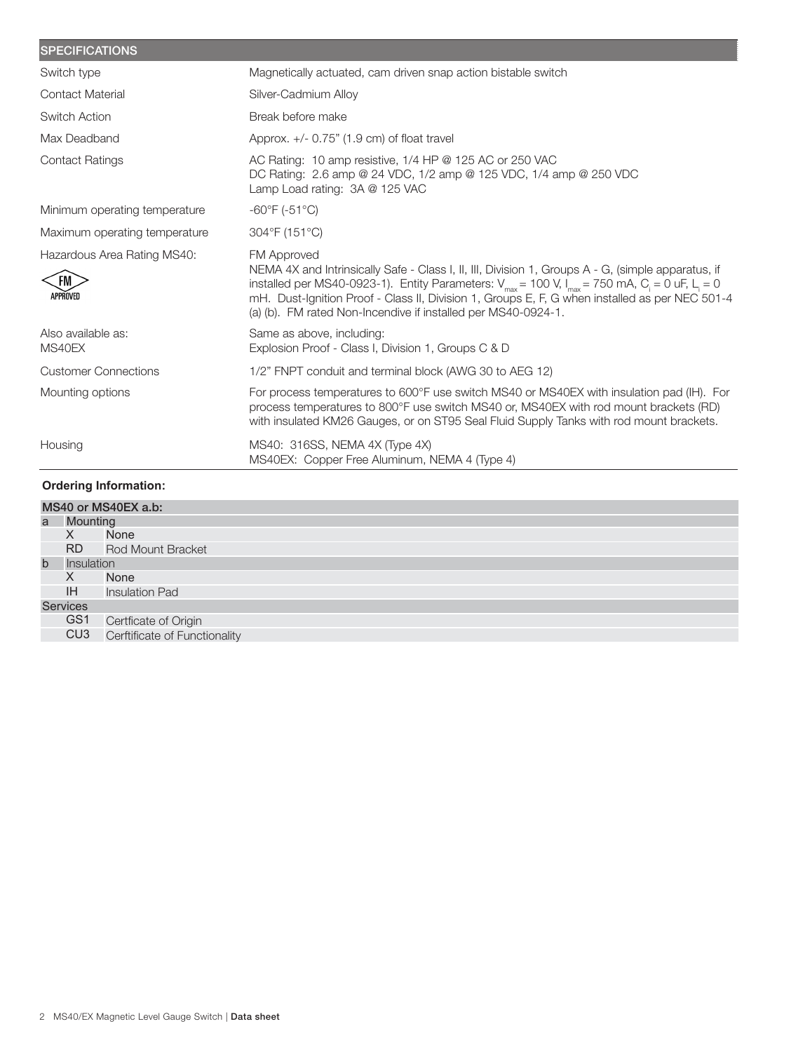## SPECIFICATIONS

| | |
|---|---|
| Switch type | Magnetically actuated, cam driven snap action bistable switch |
| Contact Material | Silver-Cadmium Alloy |
| Switch Action | Break before make |
| Max Deadband | Approx. +/- 0.75" (1.9 cm) of float travel |
| Contact Ratings | AC Rating: 10 amp resistive, 1/4 HP @ 125 AC or 250 VAC<br>DC Rating: 2.6 amp @ 24 VDC, 1/2 amp @ 125 VDC, 1/4 amp @ 250 VDC<br>Lamp Load rating: 3A @ 125 VAC |
| Minimum operating temperature | -60°F (-51°C) |
| Maximum operating temperature | 304°F (151°C) |
| Hazardous Area Rating MS40:<br>FM APPROVED | FM Approved<br>NEMA 4X and Intrinsically Safe - Class I, II, III, Division 1, Groups A - G, (simple apparatus, if installed per MS40-0923-1). Entity Parameters: $V_{max}$ = 100 V, $I_{max}$ = 750 mA, $C_i$ = 0 uF, $L_i$ = 0 mH. Dust-Ignition Proof - Class II, Division 1, Groups E, F, G when installed as per NEC 501-4 (a) (b). FM rated Non-Incendive if installed per MS40-0924-1. |
| Also available as:<br>MS40EX | Same as above, including:<br>Explosion Proof - Class I, Division 1, Groups C & D |
| Customer Connections | 1/2" FNPT conduit and terminal block (AWG 30 to AEG 12) |
| Mounting options | For process temperatures to 600°F use switch MS40 or MS40EX with insulation pad (IH). For process temperatures to 800°F use switch MS40 or, MS40EX with rod mount brackets (RD) with insulated KM26 Gauges, or on ST95 Seal Fluid Supply Tanks with rod mount brackets. |
| Housing | MS40: 316SS, NEMA 4X (Type 4X)<br>MS40EX: Copper Free Aluminum, NEMA 4 (Type 4) |

**Ordering Information:**

| MS40 or MS40EX a.b: | | |
|---|---|---|
| a | Mounting | |
| | X | None |
| | RD | Rod Mount Bracket |
| b | Insulation | |
| | X | None |
| | IH | Insulation Pad |
| Services | | |
| | GS1 | Certficate of Origin |
| | CU3 | Cerftificate of Functionality |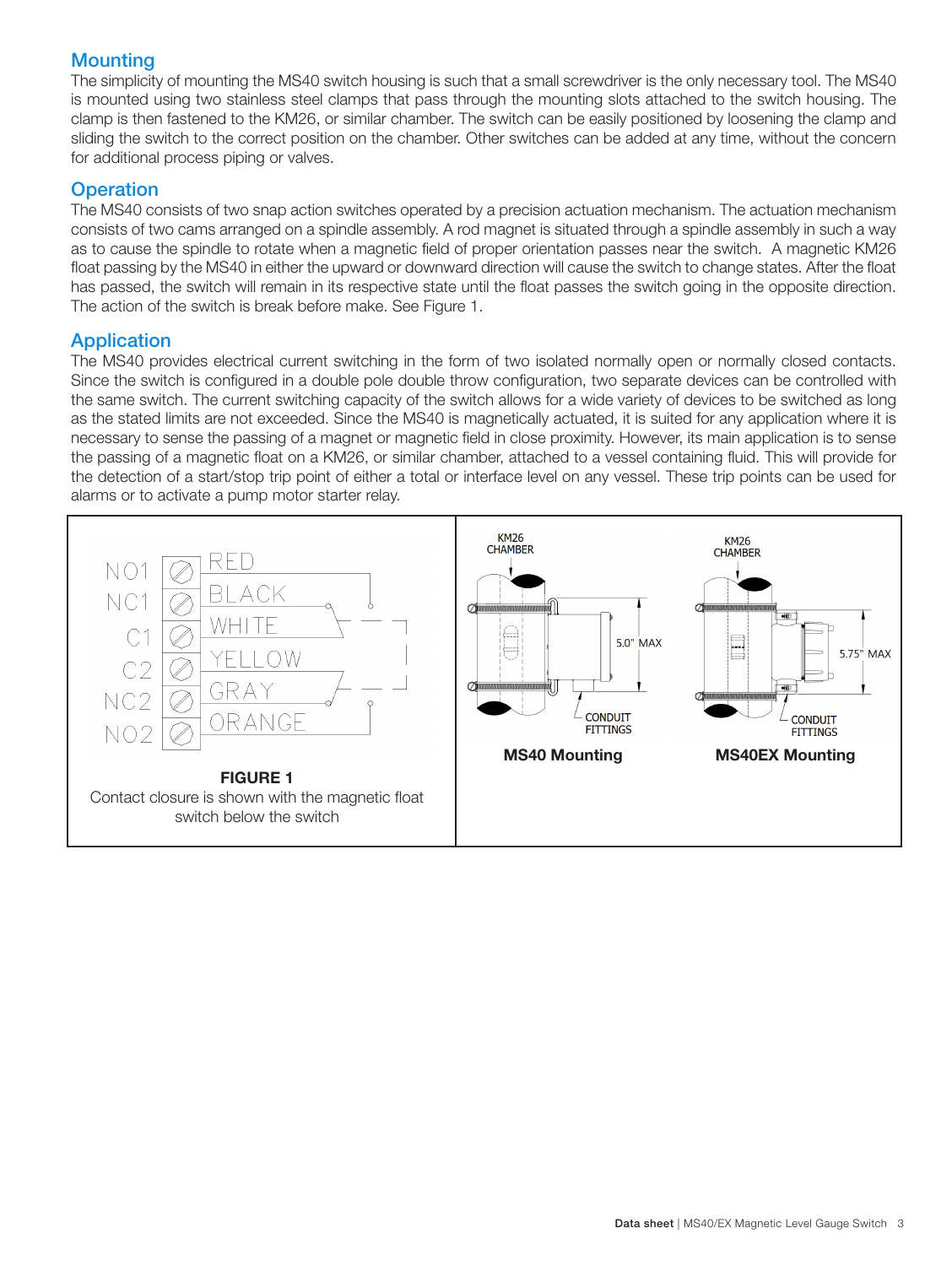## Mounting

The simplicity of mounting the MS40 switch housing is such that a small screwdriver is the only necessary tool. The MS40 is mounted using two stainless steel clamps that pass through the mounting slots attached to the switch housing. The clamp is then fastened to the KM26, or similar chamber. The switch can be easily positioned by loosening the clamp and sliding the switch to the correct position on the chamber. Other switches can be added at any time, without the concern for additional process piping or valves.

## Operation

The MS40 consists of two snap action switches operated by a precision actuation mechanism. The actuation mechanism consists of two cams arranged on a spindle assembly. A rod magnet is situated through a spindle assembly in such a way as to cause the spindle to rotate when a magnetic field of proper orientation passes near the switch. A magnetic KM26 float passing by the MS40 in either the upward or downward direction will cause the switch to change states. After the float has passed, the switch will remain in its respective state until the float passes the switch going in the opposite direction. The action of the switch is break before make. See Figure 1.

## Application

The MS40 provides electrical current switching in the form of two isolated normally open or normally closed contacts. Since the switch is configured in a double pole double throw configuration, two separate devices can be controlled with the same switch. The current switching capacity of the switch allows for a wide variety of devices to be switched as long as the stated limits are not exceeded. Since the MS40 is magnetically actuated, it is suited for any application where it is necessary to sense the passing of a magnet or magnetic field in close proximity. However, its main application is to sense the passing of a magnetic float on a KM26, or similar chamber, attached to a vessel containing fluid. This will provide for the detection of a start/stop trip point of either a total or interface level on any vessel. These trip points can be used for alarms or to activate a pump motor starter relay.

| Terminal | Wire Color |
|---|---|
| NO1 | RED |
| NC1 | BLACK |
| C1 | WHITE |
| C2 | YELLOW |
| NC2 | GRAY |
| NO2 | ORANGE |

**FIGURE 1**
Contact closure is shown with the magnetic float switch below the switch

KM26 CHAMBER — 5.0" MAX — CONDUIT FITTINGS

**MS40 Mounting**

KM26 CHAMBER — 5.75" MAX — CONDUIT FITTINGS

**MS40EX Mounting**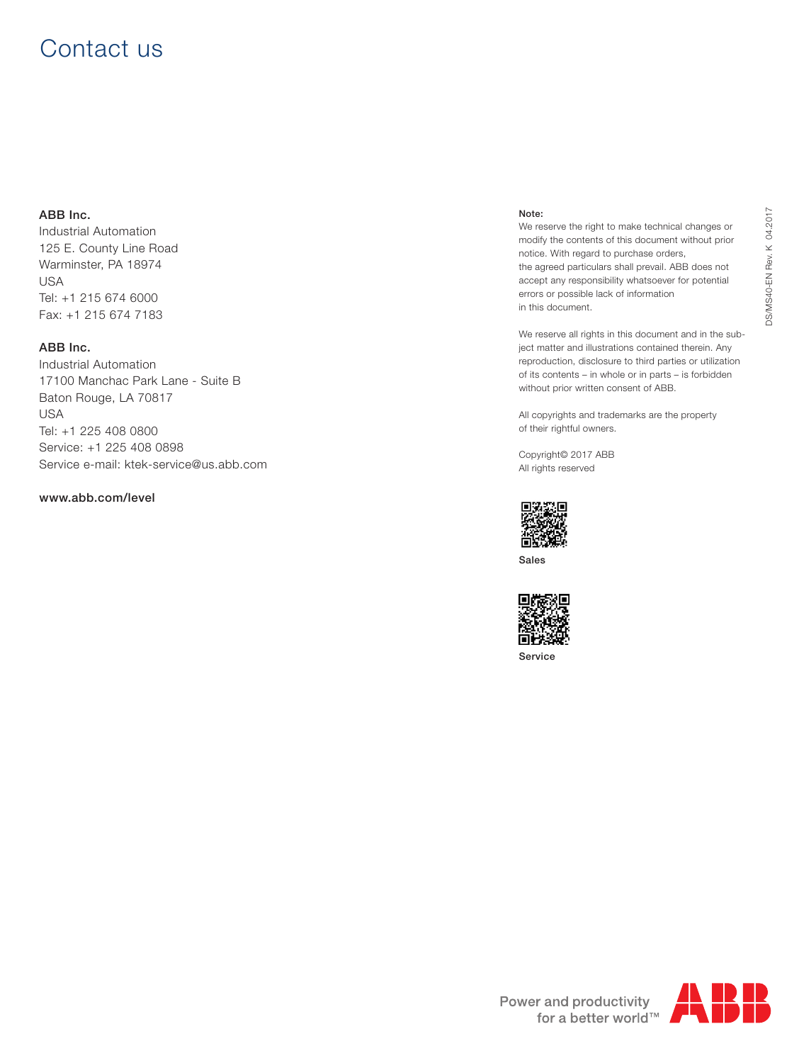# Contact us

**ABB Inc.**
Industrial Automation
125 E. County Line Road
Warminster, PA 18974
USA
Tel: +1 215 674 6000
Fax: +1 215 674 7183

**ABB Inc.**
Industrial Automation
17100 Manchac Park Lane - Suite B
Baton Rouge, LA 70817
USA
Tel: +1 225 408 0800
Service: +1 225 408 0898
Service e-mail: ktek-service@us.abb.com

**www.abb.com/level**

**Note:**
We reserve the right to make technical changes or modify the contents of this document without prior notice. With regard to purchase orders, the agreed particulars shall prevail. ABB does not accept any responsibility whatsoever for potential errors or possible lack of information in this document.

We reserve all rights in this document and in the subject matter and illustrations contained therein. Any reproduction, disclosure to third parties or utilization of its contents – in whole or in parts – is forbidden without prior written consent of ABB.

All copyrights and trademarks are the property of their rightful owners.

Copyright© 2017 ABB
All rights reserved

Sales

Service

DS/MS40-EN Rev. K 04.2017

Power and productivity
for a better world™